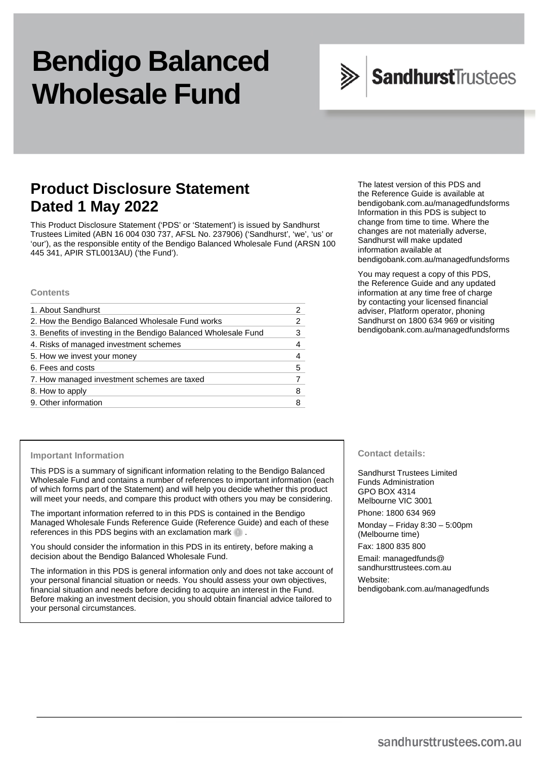# Bendigo Balanced Wholesale Fund

SandhurstTrustees

## Product Disclosure Statement Dated 1 May 2022

This Product Disclosure Statement ('PDS' or 'Statement') is issued by Sandhurst Trustees Limited (ABN 16 004 030 737, AFSL No. 237906) ('Sandhurst', 'we', 'us' or 'our'), as the responsible entity of the Bendigo Balanced Wholesale Fund (ARSN 100 445 341, APIR STL0013AU) ('the Fund').

The latest version of this PDS and the Reference Guide is available at bendigobank.com.au/managedfundsforms Information in this PDS is subject to change from time to time. Where the changes are not materially adverse, Sandhurst will make updated information available at bendigobank.com.au/managedfundsforms

You may request a copy of this PDS, the Reference Guide and any updated information at any time free of charge by contacting your licensed financial adviser, Platform operator, phoning Sandhurst on 1800 634 969 or visiting bendigobank.com.au/managedfundsforms

### Contents

| | |
|---|---|
| 1. About Sandhurst | 2 |
| 2. How the Bendigo Balanced Wholesale Fund works | 2 |
| 3. Benefits of investing in the Bendigo Balanced Wholesale Fund | 3 |
| 4. Risks of managed investment schemes | 4 |
| 5. How we invest your money | 4 |
| 6. Fees and costs | 5 |
| 7. How managed investment schemes are taxed | 7 |
| 8. How to apply | 8 |
| 9. Other information | 8 |

### Important Information

This PDS is a summary of significant information relating to the Bendigo Balanced Wholesale Fund and contains a number of references to important information (each of which forms part of the Statement) and will help you decide whether this product will meet your needs, and compare this product with others you may be considering.

The important information referred to in this PDS is contained in the Bendigo Managed Wholesale Funds Reference Guide (Reference Guide) and each of these references in this PDS begins with an exclamation mark ! .

You should consider the information in this PDS in its entirety, before making a decision about the Bendigo Balanced Wholesale Fund.

The information in this PDS is general information only and does not take account of your personal financial situation or needs. You should assess your own objectives, financial situation and needs before deciding to acquire an interest in the Fund. Before making an investment decision, you should obtain financial advice tailored to your personal circumstances.

### Contact details:

Sandhurst Trustees Limited
Funds Administration
GPO BOX 4314
Melbourne VIC 3001

Phone: 1800 634 969

Monday – Friday 8:30 – 5:00pm (Melbourne time)

Fax: 1800 835 800

Email: managedfunds@sandhursttrustees.com.au

Website: bendigobank.com.au/managedfunds

sandhursttrustees.com.au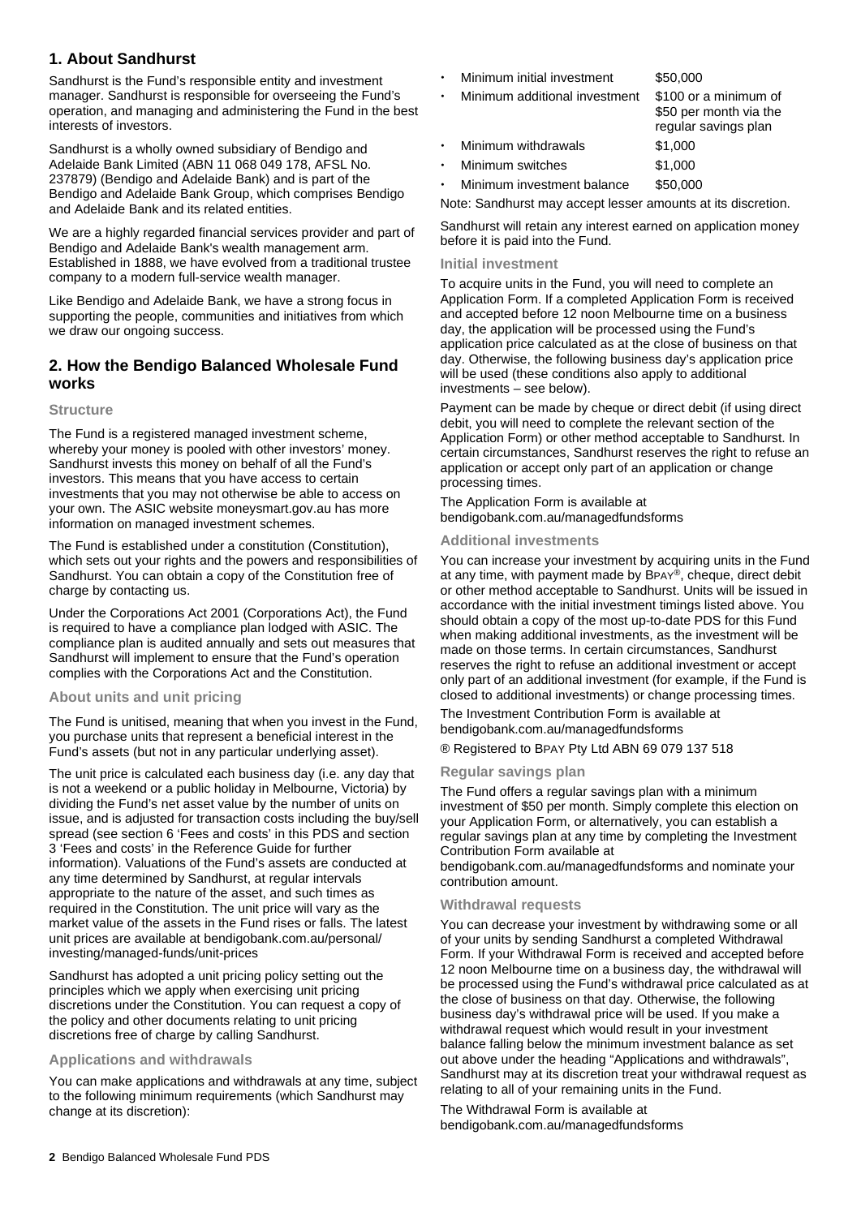## 1. About Sandhurst

Sandhurst is the Fund's responsible entity and investment manager. Sandhurst is responsible for overseeing the Fund's operation, and managing and administering the Fund in the best interests of investors.

Sandhurst is a wholly owned subsidiary of Bendigo and Adelaide Bank Limited (ABN 11 068 049 178, AFSL No. 237879) (Bendigo and Adelaide Bank) and is part of the Bendigo and Adelaide Bank Group, which comprises Bendigo and Adelaide Bank and its related entities.

We are a highly regarded financial services provider and part of Bendigo and Adelaide Bank's wealth management arm. Established in 1888, we have evolved from a traditional trustee company to a modern full-service wealth manager.

Like Bendigo and Adelaide Bank, we have a strong focus in supporting the people, communities and initiatives from which we draw our ongoing success.

## 2. How the Bendigo Balanced Wholesale Fund works

### Structure

The Fund is a registered managed investment scheme, whereby your money is pooled with other investors' money. Sandhurst invests this money on behalf of all the Fund's investors. This means that you have access to certain investments that you may not otherwise be able to access on your own. The ASIC website moneysmart.gov.au has more information on managed investment schemes.

The Fund is established under a constitution (Constitution), which sets out your rights and the powers and responsibilities of Sandhurst. You can obtain a copy of the Constitution free of charge by contacting us.

Under the Corporations Act 2001 (Corporations Act), the Fund is required to have a compliance plan lodged with ASIC. The compliance plan is audited annually and sets out measures that Sandhurst will implement to ensure that the Fund's operation complies with the Corporations Act and the Constitution.

### About units and unit pricing

The Fund is unitised, meaning that when you invest in the Fund, you purchase units that represent a beneficial interest in the Fund's assets (but not in any particular underlying asset).

The unit price is calculated each business day (i.e. any day that is not a weekend or a public holiday in Melbourne, Victoria) by dividing the Fund's net asset value by the number of units on issue, and is adjusted for transaction costs including the buy/sell spread (see section 6 'Fees and costs' in this PDS and section 3 'Fees and costs' in the Reference Guide for further information). Valuations of the Fund's assets are conducted at any time determined by Sandhurst, at regular intervals appropriate to the nature of the asset, and such times as required in the Constitution. The unit price will vary as the market value of the assets in the Fund rises or falls. The latest unit prices are available at bendigobank.com.au/personal/investing/managed-funds/unit-prices

Sandhurst has adopted a unit pricing policy setting out the principles which we apply when exercising unit pricing discretions under the Constitution. You can request a copy of the policy and other documents relating to unit pricing discretions free of charge by calling Sandhurst.

### Applications and withdrawals

You can make applications and withdrawals at any time, subject to the following minimum requirements (which Sandhurst may change at its discretion):

- Minimum initial investment — $50,000
- Minimum additional investment — $100 or a minimum of $50 per month via the regular savings plan
- Minimum withdrawals — $1,000
- Minimum switches — $1,000
- Minimum investment balance — $50,000

Note: Sandhurst may accept lesser amounts at its discretion.

Sandhurst will retain any interest earned on application money before it is paid into the Fund.

### Initial investment

To acquire units in the Fund, you will need to complete an Application Form. If a completed Application Form is received and accepted before 12 noon Melbourne time on a business day, the application will be processed using the Fund's application price calculated as at the close of business on that day. Otherwise, the following business day's application price will be used (these conditions also apply to additional investments – see below).

Payment can be made by cheque or direct debit (if using direct debit, you will need to complete the relevant section of the Application Form) or other method acceptable to Sandhurst. In certain circumstances, Sandhurst reserves the right to refuse an application or accept only part of an application or change processing times.

The Application Form is available at bendigobank.com.au/managedfundsforms

### Additional investments

You can increase your investment by acquiring units in the Fund at any time, with payment made by BPAY®, cheque, direct debit or other method acceptable to Sandhurst. Units will be issued in accordance with the initial investment timings listed above. You should obtain a copy of the most up-to-date PDS for this Fund when making additional investments, as the investment will be made on those terms. In certain circumstances, Sandhurst reserves the right to refuse an additional investment or accept only part of an additional investment (for example, if the Fund is closed to additional investments) or change processing times.

The Investment Contribution Form is available at bendigobank.com.au/managedfundsforms

® Registered to BPAY Pty Ltd ABN 69 079 137 518

### Regular savings plan

The Fund offers a regular savings plan with a minimum investment of $50 per month. Simply complete this election on your Application Form, or alternatively, you can establish a regular savings plan at any time by completing the Investment Contribution Form available at bendigobank.com.au/managedfundsforms and nominate your contribution amount.

### Withdrawal requests

You can decrease your investment by withdrawing some or all of your units by sending Sandhurst a completed Withdrawal Form. If your Withdrawal Form is received and accepted before 12 noon Melbourne time on a business day, the withdrawal will be processed using the Fund's withdrawal price calculated as at the close of business on that day. Otherwise, the following business day's withdrawal price will be used. If you make a withdrawal request which would result in your investment balance falling below the minimum investment balance as set out above under the heading "Applications and withdrawals", Sandhurst may at its discretion treat your withdrawal request as relating to all of your remaining units in the Fund.

The Withdrawal Form is available at bendigobank.com.au/managedfundsforms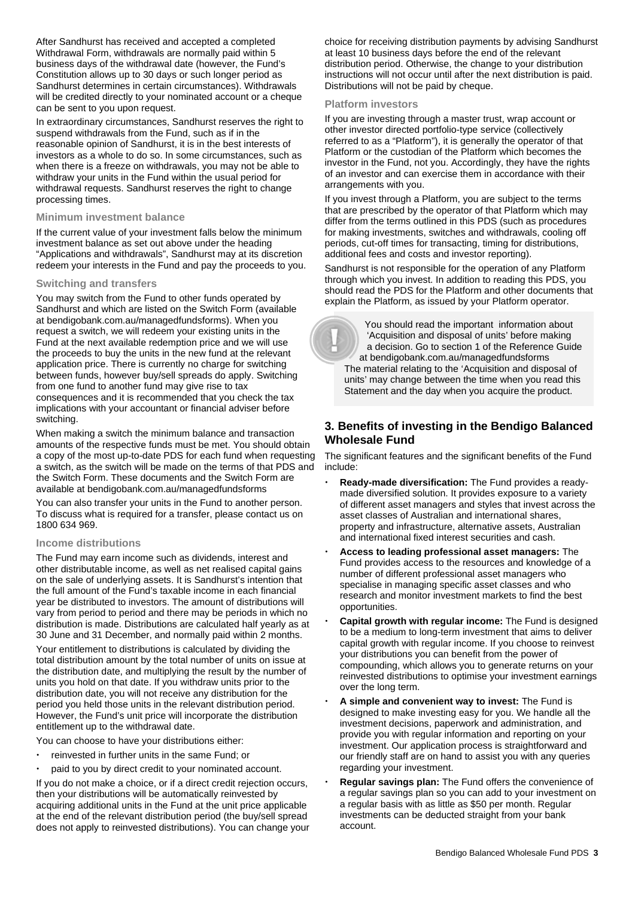After Sandhurst has received and accepted a completed Withdrawal Form, withdrawals are normally paid within 5 business days of the withdrawal date (however, the Fund's Constitution allows up to 30 days or such longer period as Sandhurst determines in certain circumstances). Withdrawals will be credited directly to your nominated account or a cheque can be sent to you upon request.

In extraordinary circumstances, Sandhurst reserves the right to suspend withdrawals from the Fund, such as if in the reasonable opinion of Sandhurst, it is in the best interests of investors as a whole to do so. In some circumstances, such as when there is a freeze on withdrawals, you may not be able to withdraw your units in the Fund within the usual period for withdrawal requests. Sandhurst reserves the right to change processing times.

#### Minimum investment balance

If the current value of your investment falls below the minimum investment balance as set out above under the heading "Applications and withdrawals", Sandhurst may at its discretion redeem your interests in the Fund and pay the proceeds to you.

#### Switching and transfers

You may switch from the Fund to other funds operated by Sandhurst and which are listed on the Switch Form (available at bendigobank.com.au/managedfundsforms). When you request a switch, we will redeem your existing units in the Fund at the next available redemption price and we will use the proceeds to buy the units in the new fund at the relevant application price. There is currently no charge for switching between funds, however buy/sell spreads do apply. Switching from one fund to another fund may give rise to tax consequences and it is recommended that you check the tax implications with your accountant or financial adviser before switching.

When making a switch the minimum balance and transaction amounts of the respective funds must be met. You should obtain a copy of the most up-to-date PDS for each fund when requesting a switch, as the switch will be made on the terms of that PDS and the Switch Form. These documents and the Switch Form are available at bendigobank.com.au/managedfundsforms

You can also transfer your units in the Fund to another person. To discuss what is required for a transfer, please contact us on 1800 634 969.

#### Income distributions

The Fund may earn income such as dividends, interest and other distributable income, as well as net realised capital gains on the sale of underlying assets. It is Sandhurst's intention that the full amount of the Fund's taxable income in each financial year be distributed to investors. The amount of distributions will vary from period to period and there may be periods in which no distribution is made. Distributions are calculated half yearly as at 30 June and 31 December, and normally paid within 2 months.

Your entitlement to distributions is calculated by dividing the total distribution amount by the total number of units on issue at the distribution date, and multiplying the result by the number of units you hold on that date. If you withdraw units prior to the distribution date, you will not receive any distribution for the period you held those units in the relevant distribution period. However, the Fund's unit price will incorporate the distribution entitlement up to the withdrawal date.

You can choose to have your distributions either:

- reinvested in further units in the same Fund; or
- paid to you by direct credit to your nominated account.

If you do not make a choice, or if a direct credit rejection occurs, then your distributions will be automatically reinvested by acquiring additional units in the Fund at the unit price applicable at the end of the relevant distribution period (the buy/sell spread does not apply to reinvested distributions). You can change your choice for receiving distribution payments by advising Sandhurst at least 10 business days before the end of the relevant distribution period. Otherwise, the change to your distribution instructions will not occur until after the next distribution is paid. Distributions will not be paid by cheque.

#### Platform investors

If you are investing through a master trust, wrap account or other investor directed portfolio-type service (collectively referred to as a "Platform"), it is generally the operator of that Platform or the custodian of the Platform which becomes the investor in the Fund, not you. Accordingly, they have the rights of an investor and can exercise them in accordance with their arrangements with you.

If you invest through a Platform, you are subject to the terms that are prescribed by the operator of that Platform which may differ from the terms outlined in this PDS (such as procedures for making investments, switches and withdrawals, cooling off periods, cut-off times for transacting, timing for distributions, additional fees and costs and investor reporting).

Sandhurst is not responsible for the operation of any Platform through which you invest. In addition to reading this PDS, you should read the PDS for the Platform and other documents that explain the Platform, as issued by your Platform operator.

> You should read the important information about 'Acquisition and disposal of units' before making a decision. Go to section 1 of the Reference Guide at bendigobank.com.au/managedfundsforms
> The material relating to the 'Acquisition and disposal of units' may change between the time when you read this Statement and the day when you acquire the product.

## 3. Benefits of investing in the Bendigo Balanced Wholesale Fund

The significant features and the significant benefits of the Fund include:

- **Ready-made diversification:** The Fund provides a ready-made diversified solution. It provides exposure to a variety of different asset managers and styles that invest across the asset classes of Australian and international shares, property and infrastructure, alternative assets, Australian and international fixed interest securities and cash.
- **Access to leading professional asset managers:** The Fund provides access to the resources and knowledge of a number of different professional asset managers who specialise in managing specific asset classes and who research and monitor investment markets to find the best opportunities.
- **Capital growth with regular income:** The Fund is designed to be a medium to long-term investment that aims to deliver capital growth with regular income. If you choose to reinvest your distributions you can benefit from the power of compounding, which allows you to generate returns on your reinvested distributions to optimise your investment earnings over the long term.
- **A simple and convenient way to invest:** The Fund is designed to make investing easy for you. We handle all the investment decisions, paperwork and administration, and provide you with regular information and reporting on your investment. Our application process is straightforward and our friendly staff are on hand to assist you with any queries regarding your investment.
- **Regular savings plan:** The Fund offers the convenience of a regular savings plan so you can add to your investment on a regular basis with as little as $50 per month. Regular investments can be deducted straight from your bank account.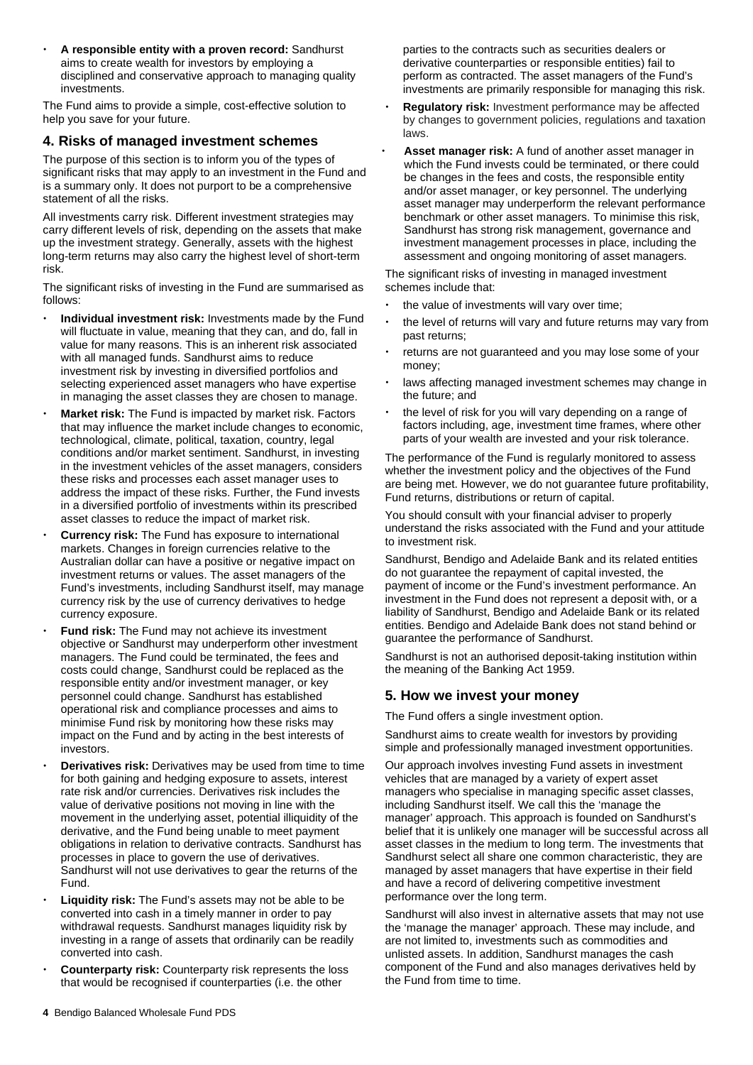- **A responsible entity with a proven record:** Sandhurst aims to create wealth for investors by employing a disciplined and conservative approach to managing quality investments.

The Fund aims to provide a simple, cost-effective solution to help you save for your future.

## 4. Risks of managed investment schemes

The purpose of this section is to inform you of the types of significant risks that may apply to an investment in the Fund and is a summary only. It does not purport to be a comprehensive statement of all the risks.

All investments carry risk. Different investment strategies may carry different levels of risk, depending on the assets that make up the investment strategy. Generally, assets with the highest long-term returns may also carry the highest level of short-term risk.

The significant risks of investing in the Fund are summarised as follows:

- **Individual investment risk:** Investments made by the Fund will fluctuate in value, meaning that they can, and do, fall in value for many reasons. This is an inherent risk associated with all managed funds. Sandhurst aims to reduce investment risk by investing in diversified portfolios and selecting experienced asset managers who have expertise in managing the asset classes they are chosen to manage.
- **Market risk:** The Fund is impacted by market risk. Factors that may influence the market include changes to economic, technological, climate, political, taxation, country, legal conditions and/or market sentiment. Sandhurst, in investing in the investment vehicles of the asset managers, considers these risks and processes each asset manager uses to address the impact of these risks. Further, the Fund invests in a diversified portfolio of investments within its prescribed asset classes to reduce the impact of market risk.
- **Currency risk:** The Fund has exposure to international markets. Changes in foreign currencies relative to the Australian dollar can have a positive or negative impact on investment returns or values. The asset managers of the Fund's investments, including Sandhurst itself, may manage currency risk by the use of currency derivatives to hedge currency exposure.
- **Fund risk:** The Fund may not achieve its investment objective or Sandhurst may underperform other investment managers. The Fund could be terminated, the fees and costs could change, Sandhurst could be replaced as the responsible entity and/or investment manager, or key personnel could change. Sandhurst has established operational risk and compliance processes and aims to minimise Fund risk by monitoring how these risks may impact on the Fund and by acting in the best interests of investors.
- **Derivatives risk:** Derivatives may be used from time to time for both gaining and hedging exposure to assets, interest rate risk and/or currencies. Derivatives risk includes the value of derivative positions not moving in line with the movement in the underlying asset, potential illiquidity of the derivative, and the Fund being unable to meet payment obligations in relation to derivative contracts. Sandhurst has processes in place to govern the use of derivatives. Sandhurst will not use derivatives to gear the returns of the Fund.
- **Liquidity risk:** The Fund's assets may not be able to be converted into cash in a timely manner in order to pay withdrawal requests. Sandhurst manages liquidity risk by investing in a range of assets that ordinarily can be readily converted into cash.
- **Counterparty risk:** Counterparty risk represents the loss that would be recognised if counterparties (i.e. the other parties to the contracts such as securities dealers or derivative counterparties or responsible entities) fail to perform as contracted. The asset managers of the Fund's investments are primarily responsible for managing this risk.
- **Regulatory risk:** Investment performance may be affected by changes to government policies, regulations and taxation laws.
- **Asset manager risk:** A fund of another asset manager in which the Fund invests could be terminated, or there could be changes in the fees and costs, the responsible entity and/or asset manager, or key personnel. The underlying asset manager may underperform the relevant performance benchmark or other asset managers. To minimise this risk, Sandhurst has strong risk management, governance and investment management processes in place, including the assessment and ongoing monitoring of asset managers.

The significant risks of investing in managed investment schemes include that:

- the value of investments will vary over time;
- the level of returns will vary and future returns may vary from past returns;
- returns are not guaranteed and you may lose some of your money;
- laws affecting managed investment schemes may change in the future; and
- the level of risk for you will vary depending on a range of factors including, age, investment time frames, where other parts of your wealth are invested and your risk tolerance.

The performance of the Fund is regularly monitored to assess whether the investment policy and the objectives of the Fund are being met. However, we do not guarantee future profitability, Fund returns, distributions or return of capital.

You should consult with your financial adviser to properly understand the risks associated with the Fund and your attitude to investment risk.

Sandhurst, Bendigo and Adelaide Bank and its related entities do not guarantee the repayment of capital invested, the payment of income or the Fund's investment performance. An investment in the Fund does not represent a deposit with, or a liability of Sandhurst, Bendigo and Adelaide Bank or its related entities. Bendigo and Adelaide Bank does not stand behind or guarantee the performance of Sandhurst.

Sandhurst is not an authorised deposit-taking institution within the meaning of the Banking Act 1959.

## 5. How we invest your money

The Fund offers a single investment option.

Sandhurst aims to create wealth for investors by providing simple and professionally managed investment opportunities.

Our approach involves investing Fund assets in investment vehicles that are managed by a variety of expert asset managers who specialise in managing specific asset classes, including Sandhurst itself. We call this the 'manage the manager' approach. This approach is founded on Sandhurst's belief that it is unlikely one manager will be successful across all asset classes in the medium to long term. The investments that Sandhurst select all share one common characteristic, they are managed by asset managers that have expertise in their field and have a record of delivering competitive investment performance over the long term.

Sandhurst will also invest in alternative assets that may not use the 'manage the manager' approach. These may include, and are not limited to, investments such as commodities and unlisted assets. In addition, Sandhurst manages the cash component of the Fund and also manages derivatives held by the Fund from time to time.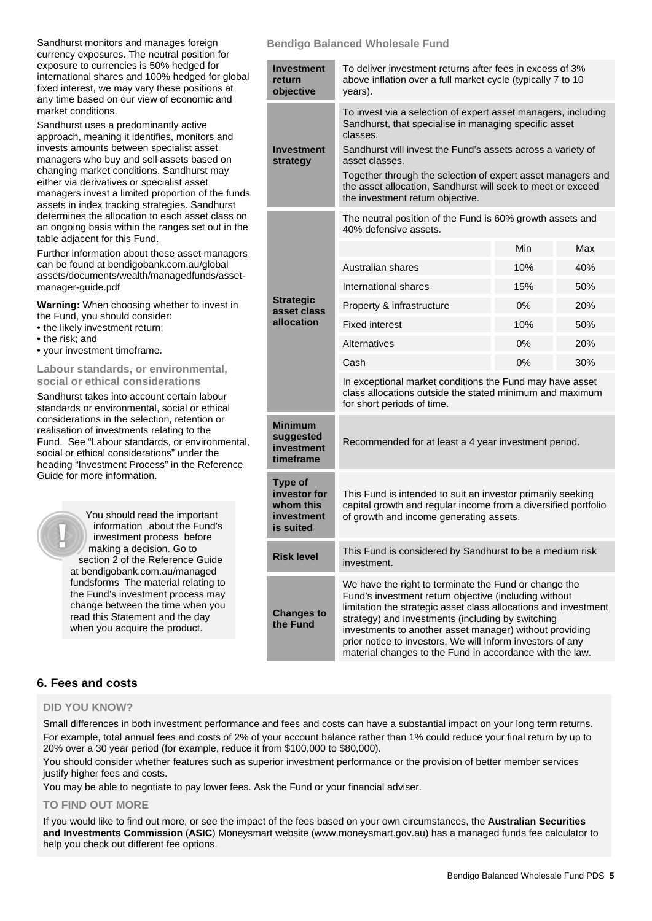Sandhurst monitors and manages foreign currency exposures. The neutral position for exposure to currencies is 50% hedged for international shares and 100% hedged for global fixed interest, we may vary these positions at any time based on our view of economic and market conditions.

Sandhurst uses a predominantly active approach, meaning it identifies, monitors and invests amounts between specialist asset managers who buy and sell assets based on changing market conditions. Sandhurst may either via derivatives or specialist asset managers invest a limited proportion of the funds assets in index tracking strategies. Sandhurst determines the allocation to each asset class on an ongoing basis within the ranges set out in the table adjacent for this Fund.

Further information about these asset managers can be found at bendigobank.com.au/global assets/documents/wealth/managedfunds/asset-manager-guide.pdf

**Warning:** When choosing whether to invest in the Fund, you should consider:

- the likely investment return;
- the risk; and
- your investment timeframe.

### Labour standards, or environmental, social or ethical considerations

Sandhurst takes into account certain labour standards or environmental, social or ethical considerations in the selection, retention or realisation of investments relating to the Fund. See "Labour standards, or environmental, social or ethical considerations" under the heading "Investment Process" in the Reference Guide for more information.

You should read the important information about the Fund's investment process before making a decision. Go to section 2 of the Reference Guide at bendigobank.com.au/managed fundsforms The material relating to the Fund's investment process may change between the time when you read this Statement and the day when you acquire the product.

### Bendigo Balanced Wholesale Fund

| | | | |
|---|---|---|---|
| **Investment return objective** | To deliver investment returns after fees in excess of 3% above inflation over a full market cycle (typically 7 to 10 years). | | |
| **Investment strategy** | To invest via a selection of expert asset managers, including Sandhurst, that specialise in managing specific asset classes. Sandhurst will invest the Fund's assets across a variety of asset classes. Together through the selection of expert asset managers and the asset allocation, Sandhurst will seek to meet or exceed the investment return objective. | | |
| **Strategic asset class allocation** | The neutral position of the Fund is 60% growth assets and 40% defensive assets. | | |
| | | Min | Max |
| | Australian shares | 10% | 40% |
| | International shares | 15% | 50% |
| | Property & infrastructure | 0% | 20% |
| | Fixed interest | 10% | 50% |
| | Alternatives | 0% | 20% |
| | Cash | 0% | 30% |
| | In exceptional market conditions the Fund may have asset class allocations outside the stated minimum and maximum for short periods of time. | | |
| **Minimum suggested investment timeframe** | Recommended for at least a 4 year investment period. | | |
| **Type of investor for whom this investment is suited** | This Fund is intended to suit an investor primarily seeking capital growth and regular income from a diversified portfolio of growth and income generating assets. | | |
| **Risk level** | This Fund is considered by Sandhurst to be a medium risk investment. | | |
| **Changes to the Fund** | We have the right to terminate the Fund or change the Fund's investment return objective (including without limitation the strategic asset class allocations and investment strategy) and investments (including by switching investments to another asset manager) without providing prior notice to investors. We will inform investors of any material changes to the Fund in accordance with the law. | | |

## 6. Fees and costs

### DID YOU KNOW?

Small differences in both investment performance and fees and costs can have a substantial impact on your long term returns.

For example, total annual fees and costs of 2% of your account balance rather than 1% could reduce your final return by up to 20% over a 30 year period (for example, reduce it from $100,000 to $80,000).

You should consider whether features such as superior investment performance or the provision of better member services justify higher fees and costs.

You may be able to negotiate to pay lower fees. Ask the Fund or your financial adviser.

### TO FIND OUT MORE

If you would like to find out more, or see the impact of the fees based on your own circumstances, the **Australian Securities and Investments Commission** (**ASIC**) Moneysmart website (www.moneysmart.gov.au) has a managed funds fee calculator to help you check out different fee options.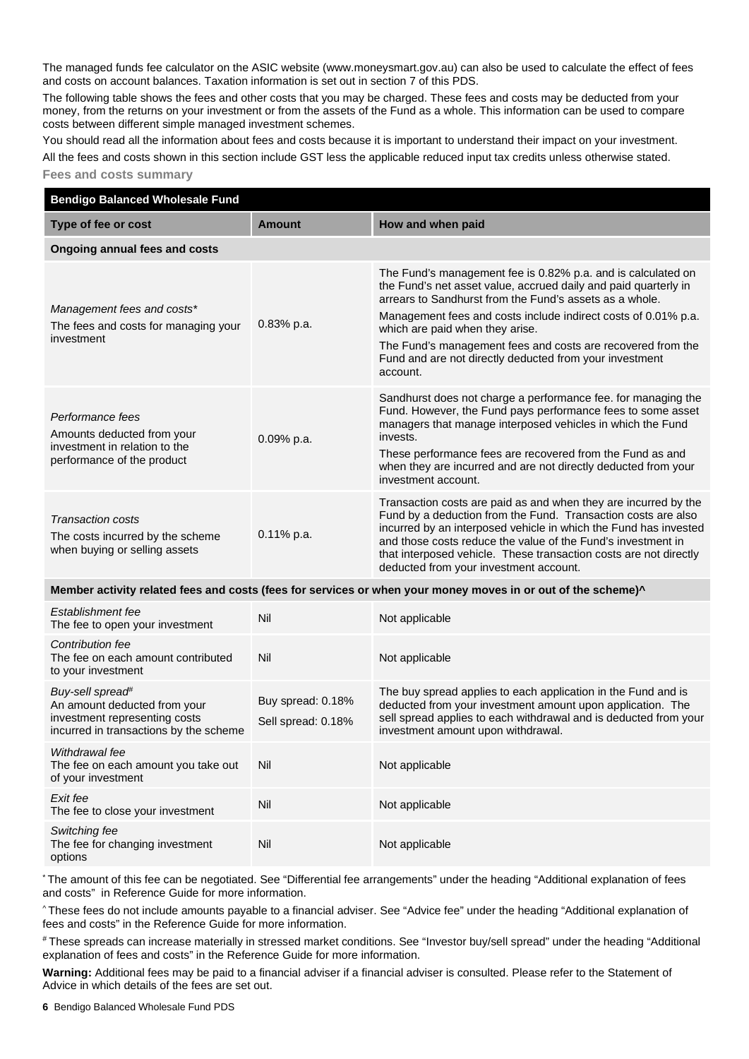The managed funds fee calculator on the ASIC website (www.moneysmart.gov.au) can also be used to calculate the effect of fees and costs on account balances. Taxation information is set out in section 7 of this PDS.

The following table shows the fees and other costs that you may be charged. These fees and costs may be deducted from your money, from the returns on your investment or from the assets of the Fund as a whole. This information can be used to compare costs between different simple managed investment schemes.

You should read all the information about fees and costs because it is important to understand their impact on your investment.

All the fees and costs shown in this section include GST less the applicable reduced input tax credits unless otherwise stated.

### Fees and costs summary

| **Bendigo Balanced Wholesale Fund** | | |
|---|---|---|
| **Type of fee or cost** | **Amount** | **How and when paid** |
| **Ongoing annual fees and costs** | | |
| *Management fees and costs** <br> The fees and costs for managing your investment | 0.83% p.a. | The Fund's management fee is 0.82% p.a. and is calculated on the Fund's net asset value, accrued daily and paid quarterly in arrears to Sandhurst from the Fund's assets as a whole. <br> Management fees and costs include indirect costs of 0.01% p.a. which are paid when they arise. <br> The Fund's management fees and costs are recovered from the Fund and are not directly deducted from your investment account. |
| *Performance fees* <br> Amounts deducted from your investment in relation to the performance of the product | 0.09% p.a. | Sandhurst does not charge a performance fee. for managing the Fund. However, the Fund pays performance fees to some asset managers that manage interposed vehicles in which the Fund invests. <br> These performance fees are recovered from the Fund as and when they are incurred and are not directly deducted from your investment account. |
| *Transaction costs* <br> The costs incurred by the scheme when buying or selling assets | 0.11% p.a. | Transaction costs are paid as and when they are incurred by the Fund by a deduction from the Fund. Transaction costs are also incurred by an interposed vehicle in which the Fund has invested and those costs reduce the value of the Fund's investment in that interposed vehicle. These transaction costs are not directly deducted from your investment account. |
| **Member activity related fees and costs (fees for services or when your money moves in or out of the scheme)^** | | |
| *Establishment fee* <br> The fee to open your investment | Nil | Not applicable |
| *Contribution fee* <br> The fee on each amount contributed to your investment | Nil | Not applicable |
| *Buy-sell spread#* <br> An amount deducted from your investment representing costs incurred in transactions by the scheme | Buy spread: 0.18% <br> Sell spread: 0.18% | The buy spread applies to each application in the Fund and is deducted from your investment amount upon application. The sell spread applies to each withdrawal and is deducted from your investment amount upon withdrawal. |
| *Withdrawal fee* <br> The fee on each amount you take out of your investment | Nil | Not applicable |
| *Exit fee* <br> The fee to close your investment | Nil | Not applicable |
| *Switching fee* <br> The fee for changing investment options | Nil | Not applicable |

\* The amount of this fee can be negotiated. See "Differential fee arrangements" under the heading "Additional explanation of fees and costs" in Reference Guide for more information.

^ These fees do not include amounts payable to a financial adviser. See "Advice fee" under the heading "Additional explanation of fees and costs" in the Reference Guide for more information.

# These spreads can increase materially in stressed market conditions. See "Investor buy/sell spread" under the heading "Additional explanation of fees and costs" in the Reference Guide for more information.

**Warning:** Additional fees may be paid to a financial adviser if a financial adviser is consulted. Please refer to the Statement of Advice in which details of the fees are set out.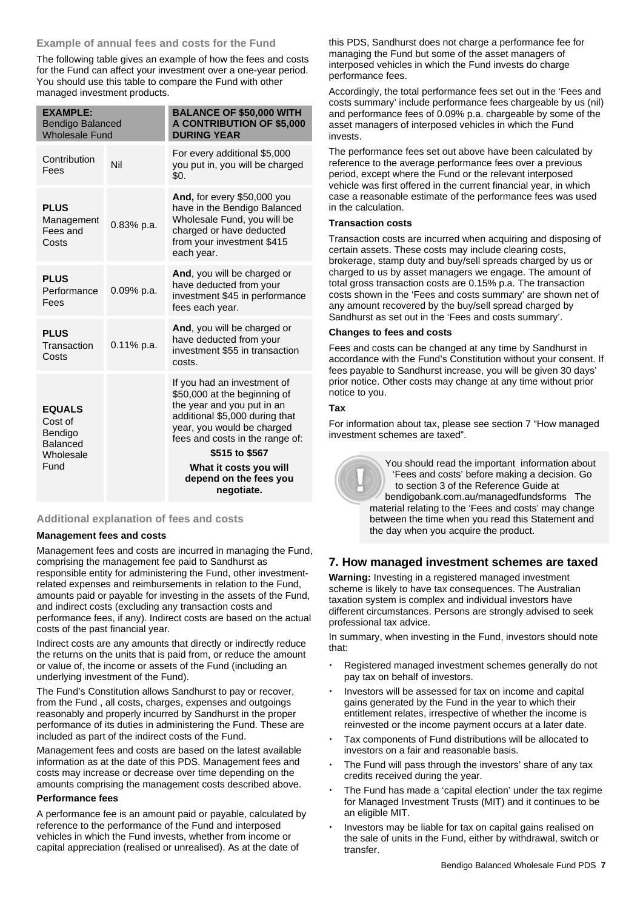### Example of annual fees and costs for the Fund

The following table gives an example of how the fees and costs for the Fund can affect your investment over a one-year period. You should use this table to compare the Fund with other managed investment products.

| **EXAMPLE:** Bendigo Balanced Wholesale Fund | | **BALANCE OF $50,000 WITH A CONTRIBUTION OF $5,000 DURING YEAR** |
|---|---|---|
| Contribution Fees | Nil | For every additional $5,000 you put in, you will be charged $0. |
| **PLUS** Management Fees and Costs | 0.83% p.a. | **And,** for every $50,000 you have in the Bendigo Balanced Wholesale Fund, you will be charged or have deducted from your investment $415 each year. |
| **PLUS** Performance Fees | 0.09% p.a. | **And**, you will be charged or have deducted from your investment $45 in performance fees each year. |
| **PLUS** Transaction Costs | 0.11% p.a. | **And**, you will be charged or have deducted from your investment $55 in transaction costs. |
| **EQUALS** Cost of Bendigo Balanced Wholesale Fund | | If you had an investment of $50,000 at the beginning of the year and you put in an additional $5,000 during that year, you would be charged fees and costs in the range of: **$515 to $567** **What it costs you will depend on the fees you negotiate.** |

### Additional explanation of fees and costs

#### Management fees and costs

Management fees and costs are incurred in managing the Fund, comprising the management fee paid to Sandhurst as responsible entity for administering the Fund, other investment-related expenses and reimbursements in relation to the Fund, amounts paid or payable for investing in the assets of the Fund, and indirect costs (excluding any transaction costs and performance fees, if any). Indirect costs are based on the actual costs of the past financial year.

Indirect costs are any amounts that directly or indirectly reduce the returns on the units that is paid from, or reduce the amount or value of, the income or assets of the Fund (including an underlying investment of the Fund).

The Fund's Constitution allows Sandhurst to pay or recover, from the Fund , all costs, charges, expenses and outgoings reasonably and properly incurred by Sandhurst in the proper performance of its duties in administering the Fund. These are included as part of the indirect costs of the Fund.

Management fees and costs are based on the latest available information as at the date of this PDS. Management fees and costs may increase or decrease over time depending on the amounts comprising the management costs described above.

#### Performance fees

A performance fee is an amount paid or payable, calculated by reference to the performance of the Fund and interposed vehicles in which the Fund invests, whether from income or capital appreciation (realised or unrealised). As at the date of this PDS, Sandhurst does not charge a performance fee for managing the Fund but some of the asset managers of interposed vehicles in which the Fund invests do charge performance fees.

Accordingly, the total performance fees set out in the 'Fees and costs summary' include performance fees chargeable by us (nil) and performance fees of 0.09% p.a. chargeable by some of the asset managers of interposed vehicles in which the Fund invests.

The performance fees set out above have been calculated by reference to the average performance fees over a previous period, except where the Fund or the relevant interposed vehicle was first offered in the current financial year, in which case a reasonable estimate of the performance fees was used in the calculation.

#### Transaction costs

Transaction costs are incurred when acquiring and disposing of certain assets. These costs may include clearing costs, brokerage, stamp duty and buy/sell spreads charged by us or charged to us by asset managers we engage. The amount of total gross transaction costs are 0.15% p.a. The transaction costs shown in the 'Fees and costs summary' are shown net of any amount recovered by the buy/sell spread charged by Sandhurst as set out in the 'Fees and costs summary'.

#### Changes to fees and costs

Fees and costs can be changed at any time by Sandhurst in accordance with the Fund's Constitution without your consent. If fees payable to Sandhurst increase, you will be given 30 days' prior notice. Other costs may change at any time without prior notice to you.

#### Tax

For information about tax, please see section 7 "How managed investment schemes are taxed".

You should read the important information about 'Fees and costs' before making a decision. Go to section 3 of the Reference Guide at bendigobank.com.au/managedfundsforms The material relating to the 'Fees and costs' may change between the time when you read this Statement and the day when you acquire the product.

## 7. How managed investment schemes are taxed

**Warning:** Investing in a registered managed investment scheme is likely to have tax consequences. The Australian taxation system is complex and individual investors have different circumstances. Persons are strongly advised to seek professional tax advice.

In summary, when investing in the Fund, investors should note that:

- Registered managed investment schemes generally do not pay tax on behalf of investors.
- Investors will be assessed for tax on income and capital gains generated by the Fund in the year to which their entitlement relates, irrespective of whether the income is reinvested or the income payment occurs at a later date.
- Tax components of Fund distributions will be allocated to investors on a fair and reasonable basis.
- The Fund will pass through the investors' share of any tax credits received during the year.
- The Fund has made a 'capital election' under the tax regime for Managed Investment Trusts (MIT) and it continues to be an eligible MIT.
- Investors may be liable for tax on capital gains realised on the sale of units in the Fund, either by withdrawal, switch or transfer.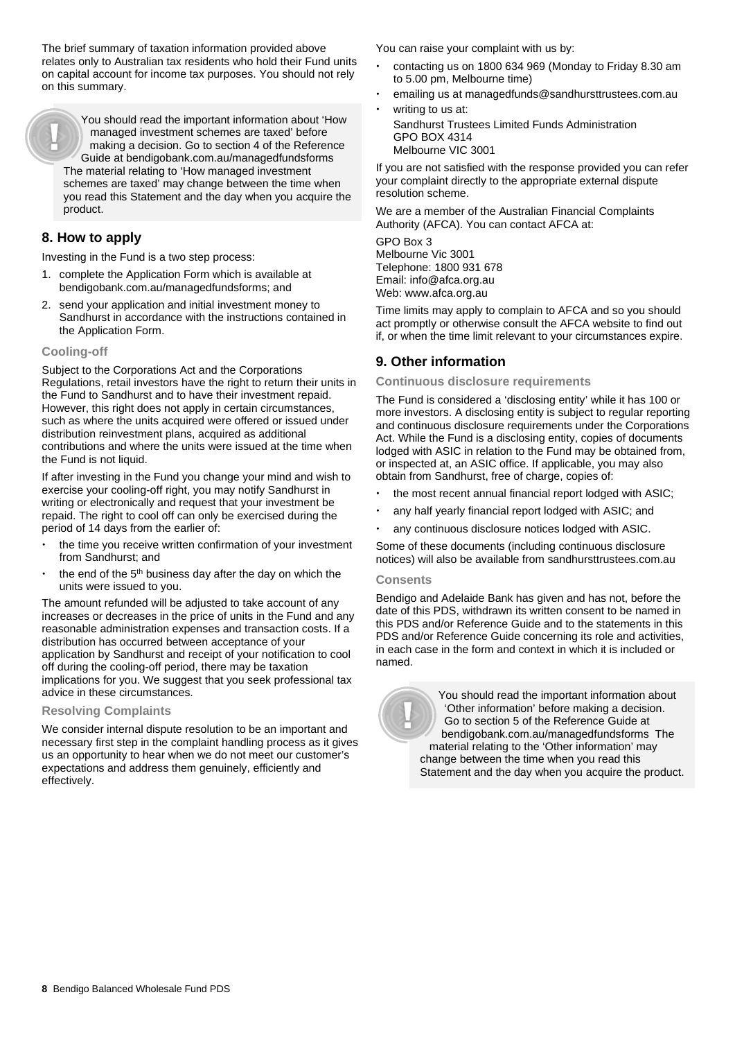The brief summary of taxation information provided above relates only to Australian tax residents who hold their Fund units on capital account for income tax purposes. You should not rely on this summary.

You should read the important information about 'How managed investment schemes are taxed' before making a decision. Go to section 4 of the Reference Guide at bendigobank.com.au/managedfundsforms The material relating to 'How managed investment schemes are taxed' may change between the time when you read this Statement and the day when you acquire the product.

## 8. How to apply

Investing in the Fund is a two step process:

1. complete the Application Form which is available at bendigobank.com.au/managedfundsforms; and
2. send your application and initial investment money to Sandhurst in accordance with the instructions contained in the Application Form.

### Cooling-off

Subject to the Corporations Act and the Corporations Regulations, retail investors have the right to return their units in the Fund to Sandhurst and to have their investment repaid. However, this right does not apply in certain circumstances, such as where the units acquired were offered or issued under distribution reinvestment plans, acquired as additional contributions and where the units were issued at the time when the Fund is not liquid.

If after investing in the Fund you change your mind and wish to exercise your cooling-off right, you may notify Sandhurst in writing or electronically and request that your investment be repaid. The right to cool off can only be exercised during the period of 14 days from the earlier of:

- the time you receive written confirmation of your investment from Sandhurst; and
- the end of the 5th business day after the day on which the units were issued to you.

The amount refunded will be adjusted to take account of any increases or decreases in the price of units in the Fund and any reasonable administration expenses and transaction costs. If a distribution has occurred between acceptance of your application by Sandhurst and receipt of your notification to cool off during the cooling-off period, there may be taxation implications for you. We suggest that you seek professional tax advice in these circumstances.

### Resolving Complaints

We consider internal dispute resolution to be an important and necessary first step in the complaint handling process as it gives us an opportunity to hear when we do not meet our customer's expectations and address them genuinely, efficiently and effectively.

You can raise your complaint with us by:

- contacting us on 1800 634 969 (Monday to Friday 8.30 am to 5.00 pm, Melbourne time)
- emailing us at managedfunds@sandhursttrustees.com.au
- writing to us at:
  Sandhurst Trustees Limited Funds Administration
  GPO BOX 4314
  Melbourne VIC 3001

If you are not satisfied with the response provided you can refer your complaint directly to the appropriate external dispute resolution scheme.

We are a member of the Australian Financial Complaints Authority (AFCA). You can contact AFCA at:

GPO Box 3
Melbourne Vic 3001
Telephone: 1800 931 678
Email: info@afca.org.au
Web: www.afca.org.au

Time limits may apply to complain to AFCA and so you should act promptly or otherwise consult the AFCA website to find out if, or when the time limit relevant to your circumstances expire.

## 9. Other information

### Continuous disclosure requirements

The Fund is considered a 'disclosing entity' while it has 100 or more investors. A disclosing entity is subject to regular reporting and continuous disclosure requirements under the Corporations Act. While the Fund is a disclosing entity, copies of documents lodged with ASIC in relation to the Fund may be obtained from, or inspected at, an ASIC office. If applicable, you may also obtain from Sandhurst, free of charge, copies of:

- the most recent annual financial report lodged with ASIC;
- any half yearly financial report lodged with ASIC; and
- any continuous disclosure notices lodged with ASIC.

Some of these documents (including continuous disclosure notices) will also be available from sandhursttrustees.com.au

### Consents

Bendigo and Adelaide Bank has given and has not, before the date of this PDS, withdrawn its written consent to be named in this PDS and/or Reference Guide and to the statements in this PDS and/or Reference Guide concerning its role and activities, in each case in the form and context in which it is included or named.

You should read the important information about 'Other information' before making a decision. Go to section 5 of the Reference Guide at bendigobank.com.au/managedfundsforms The material relating to the 'Other information' may change between the time when you read this Statement and the day when you acquire the product.